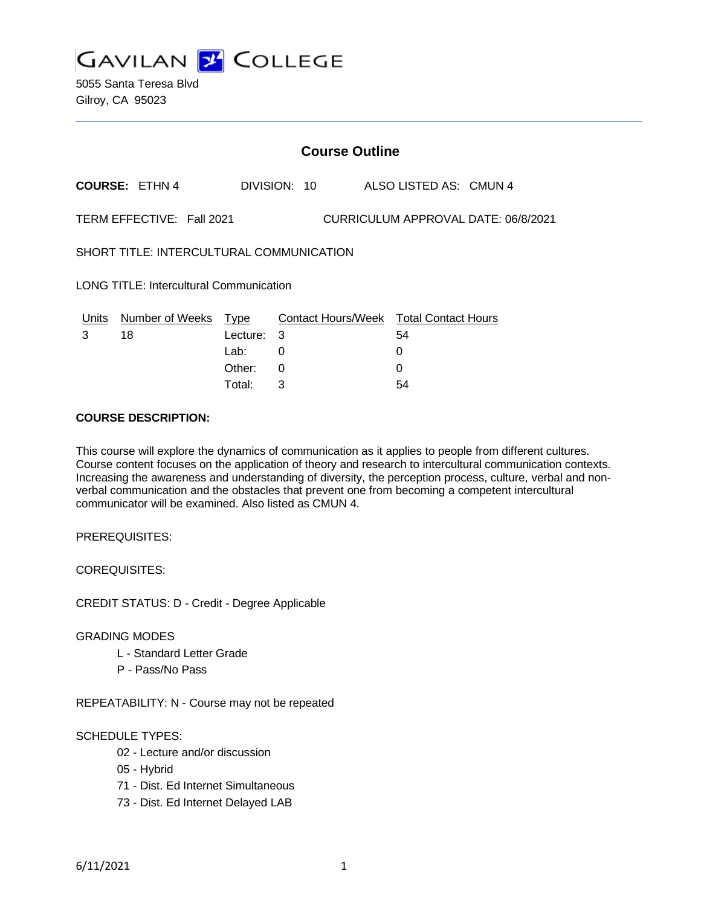GAVILAN COLLEGE

5055 Santa Teresa Blvd
Gilroy, CA 95023

## Course Outline

**COURSE:** ETHN 4 DIVISION: 10 ALSO LISTED AS: CMUN 4

TERM EFFECTIVE: Fall 2021 CURRICULUM APPROVAL DATE: 06/8/2021

SHORT TITLE: INTERCULTURAL COMMUNICATION

LONG TITLE: Intercultural Communication

| Units | Number of Weeks | Type | Contact Hours/Week | Total Contact Hours |
|---|---|---|---|---|
| 3 | 18 | Lecture: | 3 | 54 |
| | | Lab: | 0 | 0 |
| | | Other: | 0 | 0 |
| | | Total: | 3 | 54 |

**COURSE DESCRIPTION:**

This course will explore the dynamics of communication as it applies to people from different cultures. Course content focuses on the application of theory and research to intercultural communication contexts. Increasing the awareness and understanding of diversity, the perception process, culture, verbal and non-verbal communication and the obstacles that prevent one from becoming a competent intercultural communicator will be examined. Also listed as CMUN 4.

PREREQUISITES:

COREQUISITES:

CREDIT STATUS: D - Credit - Degree Applicable

GRADING MODES

- L - Standard Letter Grade
- P - Pass/No Pass

REPEATABILITY: N - Course may not be repeated

SCHEDULE TYPES:

- 02 - Lecture and/or discussion
- 05 - Hybrid
- 71 - Dist. Ed Internet Simultaneous
- 73 - Dist. Ed Internet Delayed LAB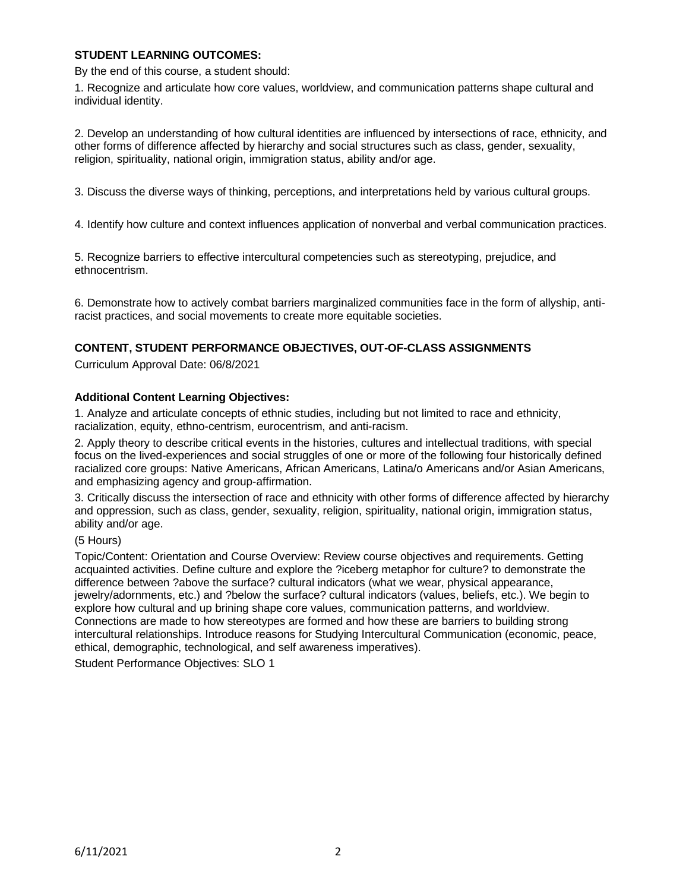**STUDENT LEARNING OUTCOMES:**

By the end of this course, a student should:

1. Recognize and articulate how core values, worldview, and communication patterns shape cultural and individual identity.

2. Develop an understanding of how cultural identities are influenced by intersections of race, ethnicity, and other forms of difference affected by hierarchy and social structures such as class, gender, sexuality, religion, spirituality, national origin, immigration status, ability and/or age.

3. Discuss the diverse ways of thinking, perceptions, and interpretations held by various cultural groups.

4. Identify how culture and context influences application of nonverbal and verbal communication practices.

5. Recognize barriers to effective intercultural competencies such as stereotyping, prejudice, and ethnocentrism.

6. Demonstrate how to actively combat barriers marginalized communities face in the form of allyship, anti-racist practices, and social movements to create more equitable societies.

**CONTENT, STUDENT PERFORMANCE OBJECTIVES, OUT-OF-CLASS ASSIGNMENTS**

Curriculum Approval Date: 06/8/2021

**Additional Content Learning Objectives:**

1. Analyze and articulate concepts of ethnic studies, including but not limited to race and ethnicity, racialization, equity, ethno-centrism, eurocentrism, and anti-racism.

2. Apply theory to describe critical events in the histories, cultures and intellectual traditions, with special focus on the lived-experiences and social struggles of one or more of the following four historically defined racialized core groups: Native Americans, African Americans, Latina/o Americans and/or Asian Americans, and emphasizing agency and group-affirmation.

3. Critically discuss the intersection of race and ethnicity with other forms of difference affected by hierarchy and oppression, such as class, gender, sexuality, religion, spirituality, national origin, immigration status, ability and/or age.

(5 Hours)

Topic/Content: Orientation and Course Overview: Review course objectives and requirements. Getting acquainted activities. Define culture and explore the ?iceberg metaphor for culture? to demonstrate the difference between ?above the surface? cultural indicators (what we wear, physical appearance, jewelry/adornments, etc.) and ?below the surface? cultural indicators (values, beliefs, etc.). We begin to explore how cultural and up brining shape core values, communication patterns, and worldview. Connections are made to how stereotypes are formed and how these are barriers to building strong intercultural relationships. Introduce reasons for Studying Intercultural Communication (economic, peace, ethical, demographic, technological, and self awareness imperatives).

Student Performance Objectives: SLO 1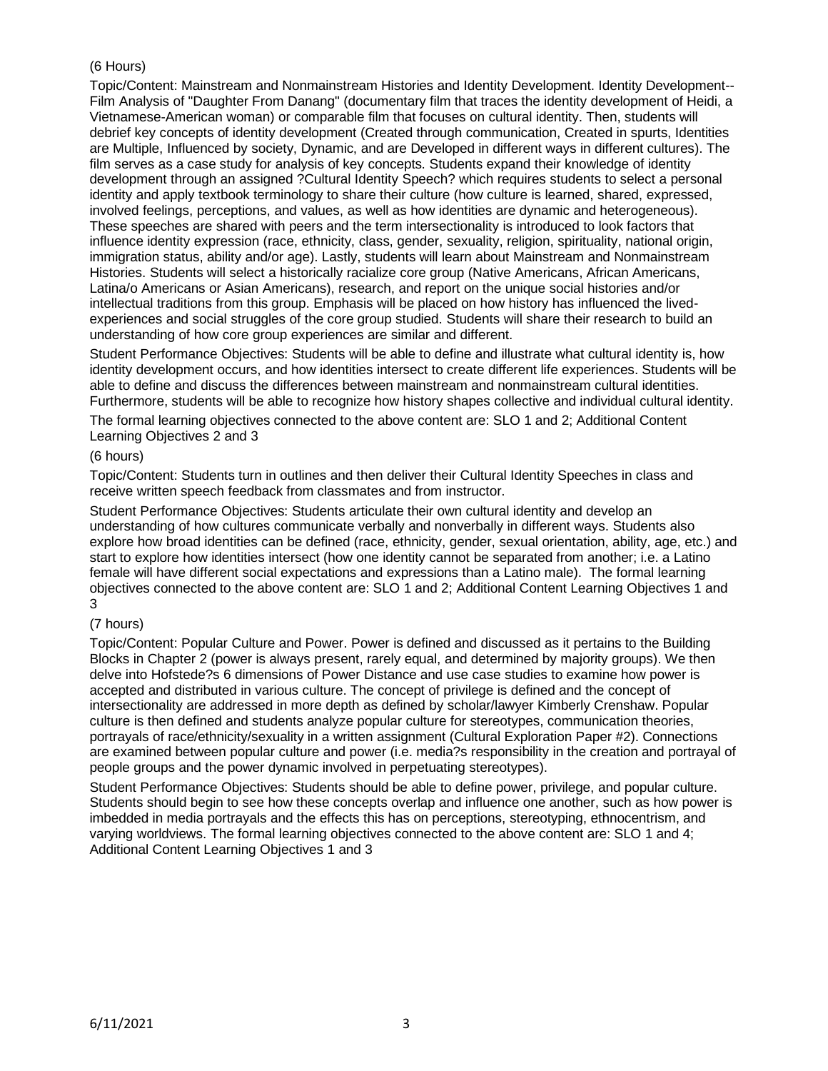(6 Hours)

Topic/Content: Mainstream and Nonmainstream Histories and Identity Development. Identity Development-- Film Analysis of "Daughter From Danang" (documentary film that traces the identity development of Heidi, a Vietnamese-American woman) or comparable film that focuses on cultural identity. Then, students will debrief key concepts of identity development (Created through communication, Created in spurts, Identities are Multiple, Influenced by society, Dynamic, and are Developed in different ways in different cultures). The film serves as a case study for analysis of key concepts. Students expand their knowledge of identity development through an assigned ?Cultural Identity Speech? which requires students to select a personal identity and apply textbook terminology to share their culture (how culture is learned, shared, expressed, involved feelings, perceptions, and values, as well as how identities are dynamic and heterogeneous). These speeches are shared with peers and the term intersectionality is introduced to look factors that influence identity expression (race, ethnicity, class, gender, sexuality, religion, spirituality, national origin, immigration status, ability and/or age). Lastly, students will learn about Mainstream and Nonmainstream Histories. Students will select a historically racialize core group (Native Americans, African Americans, Latina/o Americans or Asian Americans), research, and report on the unique social histories and/or intellectual traditions from this group. Emphasis will be placed on how history has influenced the lived-experiences and social struggles of the core group studied. Students will share their research to build an understanding of how core group experiences are similar and different.

Student Performance Objectives: Students will be able to define and illustrate what cultural identity is, how identity development occurs, and how identities intersect to create different life experiences. Students will be able to define and discuss the differences between mainstream and nonmainstream cultural identities. Furthermore, students will be able to recognize how history shapes collective and individual cultural identity.

The formal learning objectives connected to the above content are: SLO 1 and 2; Additional Content Learning Objectives 2 and 3

(6 hours)

Topic/Content: Students turn in outlines and then deliver their Cultural Identity Speeches in class and receive written speech feedback from classmates and from instructor.

Student Performance Objectives: Students articulate their own cultural identity and develop an understanding of how cultures communicate verbally and nonverbally in different ways. Students also explore how broad identities can be defined (race, ethnicity, gender, sexual orientation, ability, age, etc.) and start to explore how identities intersect (how one identity cannot be separated from another; i.e. a Latino female will have different social expectations and expressions than a Latino male). The formal learning objectives connected to the above content are: SLO 1 and 2; Additional Content Learning Objectives 1 and 3

(7 hours)

Topic/Content: Popular Culture and Power. Power is defined and discussed as it pertains to the Building Blocks in Chapter 2 (power is always present, rarely equal, and determined by majority groups). We then delve into Hofstede?s 6 dimensions of Power Distance and use case studies to examine how power is accepted and distributed in various culture. The concept of privilege is defined and the concept of intersectionality are addressed in more depth as defined by scholar/lawyer Kimberly Crenshaw. Popular culture is then defined and students analyze popular culture for stereotypes, communication theories, portrayals of race/ethnicity/sexuality in a written assignment (Cultural Exploration Paper #2). Connections are examined between popular culture and power (i.e. media?s responsibility in the creation and portrayal of people groups and the power dynamic involved in perpetuating stereotypes).

Student Performance Objectives: Students should be able to define power, privilege, and popular culture. Students should begin to see how these concepts overlap and influence one another, such as how power is imbedded in media portrayals and the effects this has on perceptions, stereotyping, ethnocentrism, and varying worldviews. The formal learning objectives connected to the above content are: SLO 1 and 4; Additional Content Learning Objectives 1 and 3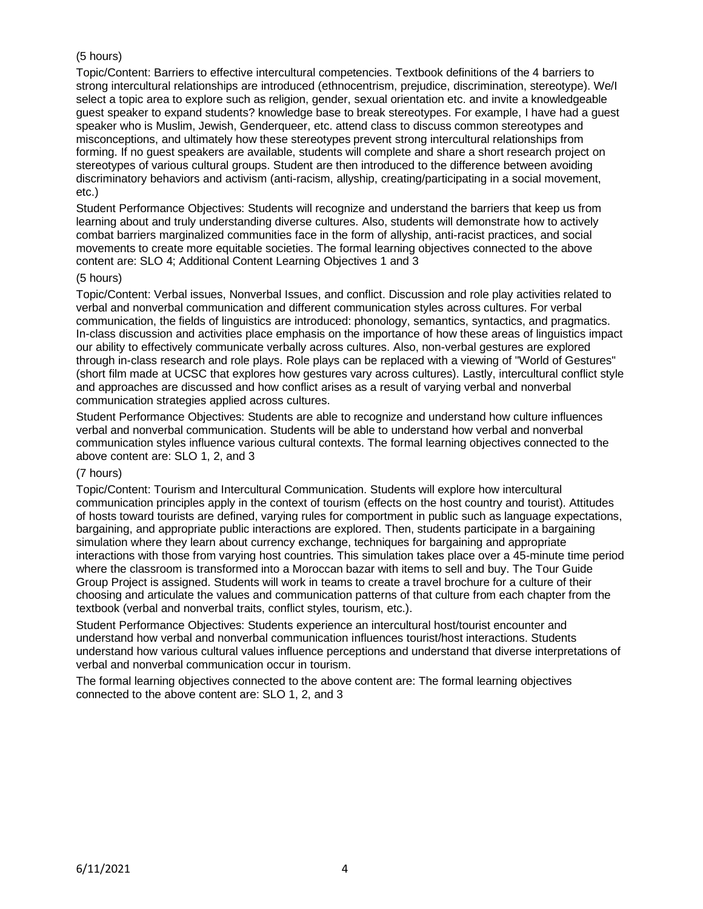(5 hours)

Topic/Content: Barriers to effective intercultural competencies. Textbook definitions of the 4 barriers to strong intercultural relationships are introduced (ethnocentrism, prejudice, discrimination, stereotype). We/I select a topic area to explore such as religion, gender, sexual orientation etc. and invite a knowledgeable guest speaker to expand students? knowledge base to break stereotypes. For example, I have had a guest speaker who is Muslim, Jewish, Genderqueer, etc. attend class to discuss common stereotypes and misconceptions, and ultimately how these stereotypes prevent strong intercultural relationships from forming. If no guest speakers are available, students will complete and share a short research project on stereotypes of various cultural groups. Student are then introduced to the difference between avoiding discriminatory behaviors and activism (anti-racism, allyship, creating/participating in a social movement, etc.)

Student Performance Objectives: Students will recognize and understand the barriers that keep us from learning about and truly understanding diverse cultures. Also, students will demonstrate how to actively combat barriers marginalized communities face in the form of allyship, anti-racist practices, and social movements to create more equitable societies. The formal learning objectives connected to the above content are: SLO 4; Additional Content Learning Objectives 1 and 3

(5 hours)

Topic/Content: Verbal issues, Nonverbal Issues, and conflict. Discussion and role play activities related to verbal and nonverbal communication and different communication styles across cultures. For verbal communication, the fields of linguistics are introduced: phonology, semantics, syntactics, and pragmatics. In-class discussion and activities place emphasis on the importance of how these areas of linguistics impact our ability to effectively communicate verbally across cultures. Also, non-verbal gestures are explored through in-class research and role plays. Role plays can be replaced with a viewing of "World of Gestures" (short film made at UCSC that explores how gestures vary across cultures). Lastly, intercultural conflict style and approaches are discussed and how conflict arises as a result of varying verbal and nonverbal communication strategies applied across cultures.

Student Performance Objectives: Students are able to recognize and understand how culture influences verbal and nonverbal communication. Students will be able to understand how verbal and nonverbal communication styles influence various cultural contexts. The formal learning objectives connected to the above content are: SLO 1, 2, and 3

(7 hours)

Topic/Content: Tourism and Intercultural Communication. Students will explore how intercultural communication principles apply in the context of tourism (effects on the host country and tourist). Attitudes of hosts toward tourists are defined, varying rules for comportment in public such as language expectations, bargaining, and appropriate public interactions are explored. Then, students participate in a bargaining simulation where they learn about currency exchange, techniques for bargaining and appropriate interactions with those from varying host countries. This simulation takes place over a 45-minute time period where the classroom is transformed into a Moroccan bazar with items to sell and buy. The Tour Guide Group Project is assigned. Students will work in teams to create a travel brochure for a culture of their choosing and articulate the values and communication patterns of that culture from each chapter from the textbook (verbal and nonverbal traits, conflict styles, tourism, etc.).

Student Performance Objectives: Students experience an intercultural host/tourist encounter and understand how verbal and nonverbal communication influences tourist/host interactions. Students understand how various cultural values influence perceptions and understand that diverse interpretations of verbal and nonverbal communication occur in tourism.

The formal learning objectives connected to the above content are: The formal learning objectives connected to the above content are: SLO 1, 2, and 3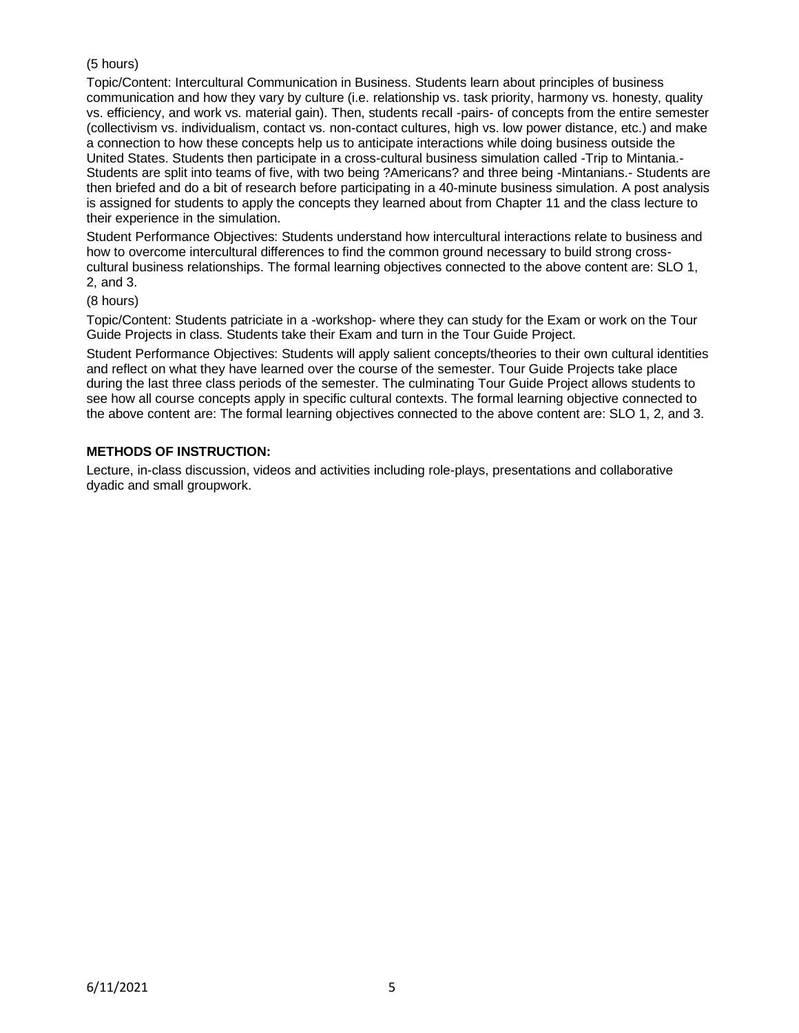(5 hours)

Topic/Content: Intercultural Communication in Business. Students learn about principles of business communication and how they vary by culture (i.e. relationship vs. task priority, harmony vs. honesty, quality vs. efficiency, and work vs. material gain). Then, students recall -pairs- of concepts from the entire semester (collectivism vs. individualism, contact vs. non-contact cultures, high vs. low power distance, etc.) and make a connection to how these concepts help us to anticipate interactions while doing business outside the United States. Students then participate in a cross-cultural business simulation called -Trip to Mintania.- Students are split into teams of five, with two being ?Americans? and three being -Mintanians.- Students are then briefed and do a bit of research before participating in a 40-minute business simulation. A post analysis is assigned for students to apply the concepts they learned about from Chapter 11 and the class lecture to their experience in the simulation.

Student Performance Objectives: Students understand how intercultural interactions relate to business and how to overcome intercultural differences to find the common ground necessary to build strong cross-cultural business relationships. The formal learning objectives connected to the above content are: SLO 1, 2, and 3.

(8 hours)

Topic/Content: Students patriciate in a -workshop- where they can study for the Exam or work on the Tour Guide Projects in class. Students take their Exam and turn in the Tour Guide Project.

Student Performance Objectives: Students will apply salient concepts/theories to their own cultural identities and reflect on what they have learned over the course of the semester. Tour Guide Projects take place during the last three class periods of the semester. The culminating Tour Guide Project allows students to see how all course concepts apply in specific cultural contexts. The formal learning objective connected to the above content are: The formal learning objectives connected to the above content are: SLO 1, 2, and 3.

**METHODS OF INSTRUCTION:**

Lecture, in-class discussion, videos and activities including role-plays, presentations and collaborative dyadic and small groupwork.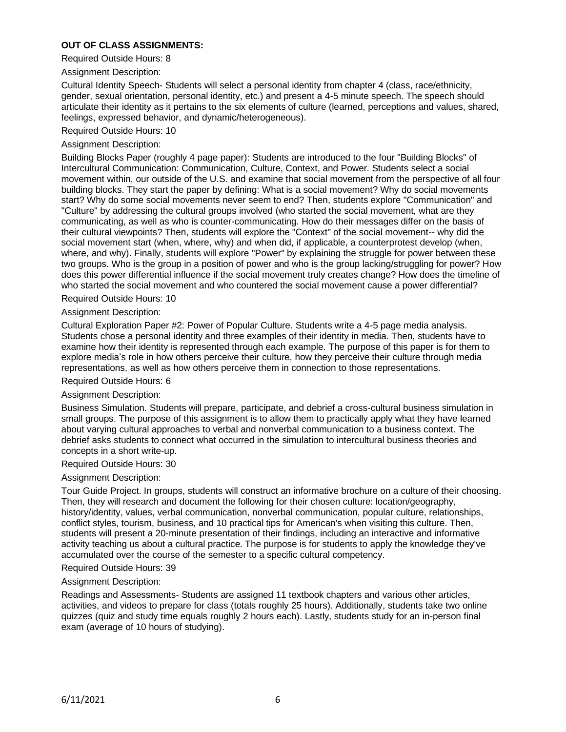**OUT OF CLASS ASSIGNMENTS:**

Required Outside Hours: 8

Assignment Description:

Cultural Identity Speech- Students will select a personal identity from chapter 4 (class, race/ethnicity, gender, sexual orientation, personal identity, etc.) and present a 4-5 minute speech. The speech should articulate their identity as it pertains to the six elements of culture (learned, perceptions and values, shared, feelings, expressed behavior, and dynamic/heterogeneous).

Required Outside Hours: 10

Assignment Description:

Building Blocks Paper (roughly 4 page paper): Students are introduced to the four "Building Blocks" of Intercultural Communication: Communication, Culture, Context, and Power. Students select a social movement within, our outside of the U.S. and examine that social movement from the perspective of all four building blocks. They start the paper by defining: What is a social movement? Why do social movements start? Why do some social movements never seem to end? Then, students explore "Communication" and "Culture" by addressing the cultural groups involved (who started the social movement, what are they communicating, as well as who is counter-communicating. How do their messages differ on the basis of their cultural viewpoints? Then, students will explore the "Context" of the social movement-- why did the social movement start (when, where, why) and when did, if applicable, a counterprotest develop (when, where, and why). Finally, students will explore "Power" by explaining the struggle for power between these two groups. Who is the group in a position of power and who is the group lacking/struggling for power? How does this power differential influence if the social movement truly creates change? How does the timeline of who started the social movement and who countered the social movement cause a power differential?

Required Outside Hours: 10

Assignment Description:

Cultural Exploration Paper #2: Power of Popular Culture. Students write a 4-5 page media analysis. Students chose a personal identity and three examples of their identity in media. Then, students have to examine how their identity is represented through each example. The purpose of this paper is for them to explore media's role in how others perceive their culture, how they perceive their culture through media representations, as well as how others perceive them in connection to those representations.

Required Outside Hours: 6

Assignment Description:

Business Simulation. Students will prepare, participate, and debrief a cross-cultural business simulation in small groups. The purpose of this assignment is to allow them to practically apply what they have learned about varying cultural approaches to verbal and nonverbal communication to a business context. The debrief asks students to connect what occurred in the simulation to intercultural business theories and concepts in a short write-up.

Required Outside Hours: 30

Assignment Description:

Tour Guide Project. In groups, students will construct an informative brochure on a culture of their choosing. Then, they will research and document the following for their chosen culture: location/geography, history/identity, values, verbal communication, nonverbal communication, popular culture, relationships, conflict styles, tourism, business, and 10 practical tips for American's when visiting this culture. Then, students will present a 20-minute presentation of their findings, including an interactive and informative activity teaching us about a cultural practice. The purpose is for students to apply the knowledge they've accumulated over the course of the semester to a specific cultural competency.

Required Outside Hours: 39

Assignment Description:

Readings and Assessments- Students are assigned 11 textbook chapters and various other articles, activities, and videos to prepare for class (totals roughly 25 hours). Additionally, students take two online quizzes (quiz and study time equals roughly 2 hours each). Lastly, students study for an in-person final exam (average of 10 hours of studying).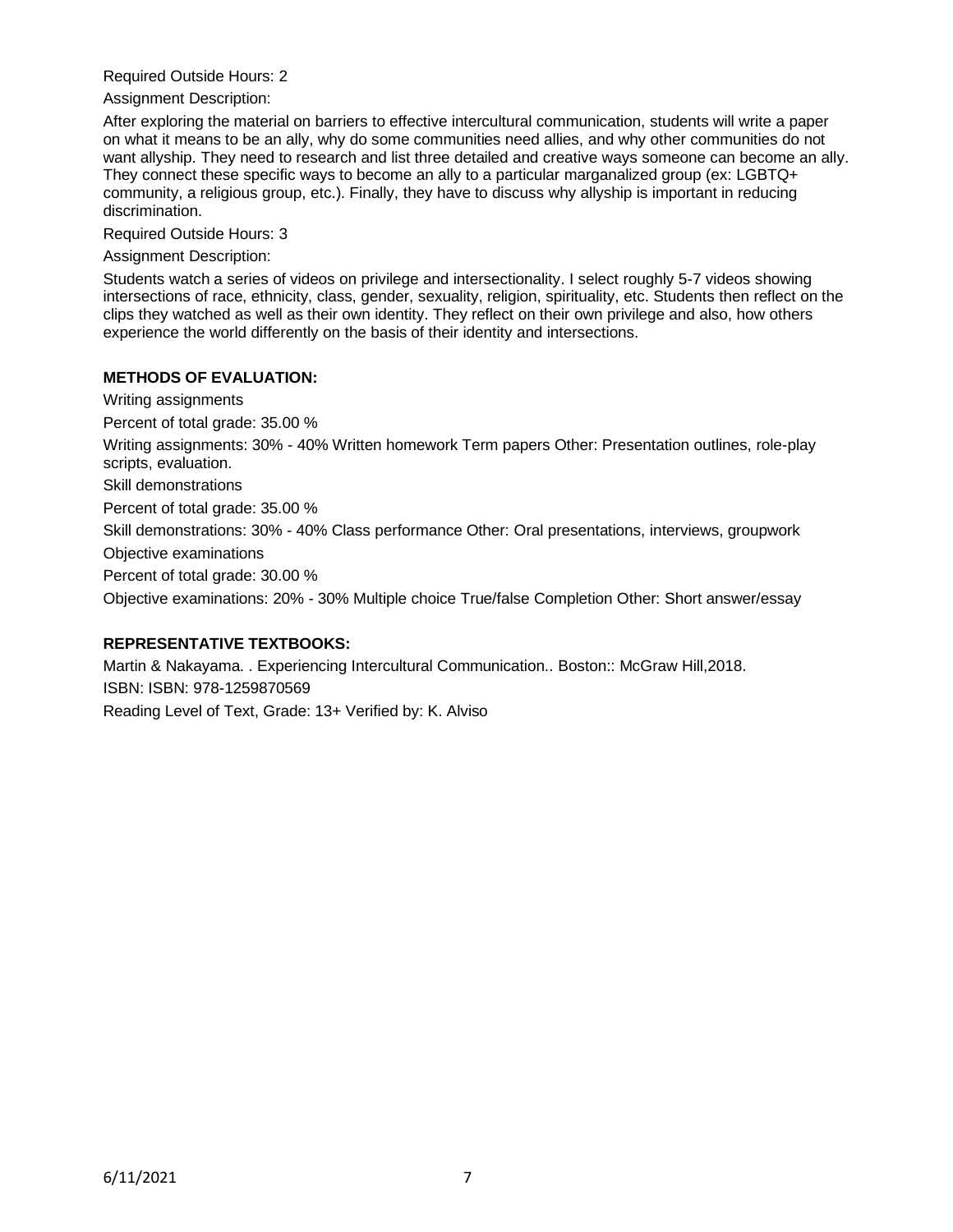Required Outside Hours: 2

Assignment Description:

After exploring the material on barriers to effective intercultural communication, students will write a paper on what it means to be an ally, why do some communities need allies, and why other communities do not want allyship. They need to research and list three detailed and creative ways someone can become an ally. They connect these specific ways to become an ally to a particular marganalized group (ex: LGBTQ+ community, a religious group, etc.). Finally, they have to discuss why allyship is important in reducing discrimination.

Required Outside Hours: 3

Assignment Description:

Students watch a series of videos on privilege and intersectionality. I select roughly 5-7 videos showing intersections of race, ethnicity, class, gender, sexuality, religion, spirituality, etc. Students then reflect on the clips they watched as well as their own identity. They reflect on their own privilege and also, how others experience the world differently on the basis of their identity and intersections.

**METHODS OF EVALUATION:**

Writing assignments

Percent of total grade: 35.00 %

Writing assignments: 30% - 40% Written homework Term papers Other: Presentation outlines, role-play scripts, evaluation.

Skill demonstrations

Percent of total grade: 35.00 %

Skill demonstrations: 30% - 40% Class performance Other: Oral presentations, interviews, groupwork

Objective examinations

Percent of total grade: 30.00 %

Objective examinations: 20% - 30% Multiple choice True/false Completion Other: Short answer/essay

**REPRESENTATIVE TEXTBOOKS:**

Martin & Nakayama. . Experiencing Intercultural Communication.. Boston:: McGraw Hill,2018.

ISBN: ISBN: 978-1259870569

Reading Level of Text, Grade: 13+ Verified by: K. Alviso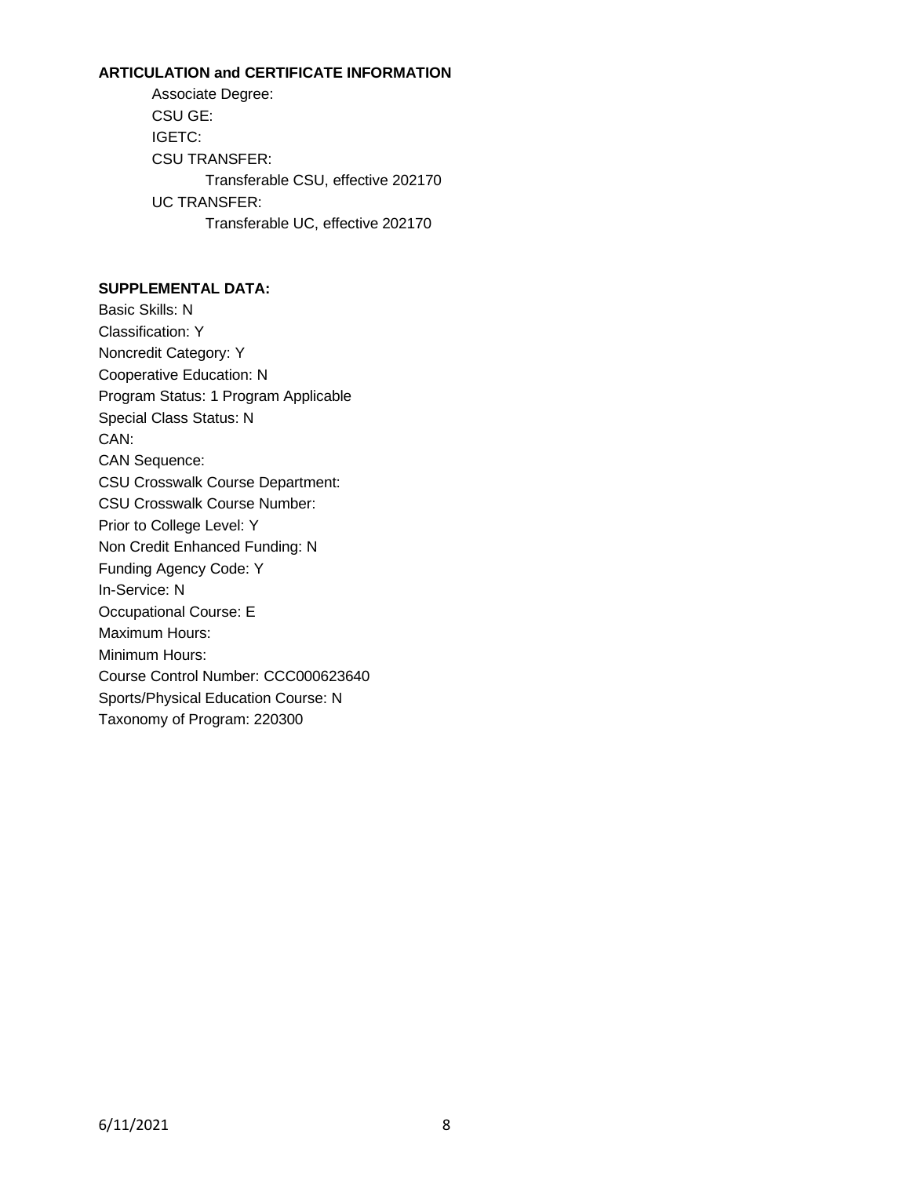**ARTICULATION and CERTIFICATE INFORMATION**

Associate Degree:

CSU GE:

IGETC:

CSU TRANSFER:

Transferable CSU, effective 202170

UC TRANSFER:

Transferable UC, effective 202170

**SUPPLEMENTAL DATA:**

Basic Skills: N
Classification: Y
Noncredit Category: Y
Cooperative Education: N
Program Status: 1 Program Applicable
Special Class Status: N
CAN:
CAN Sequence:
CSU Crosswalk Course Department:
CSU Crosswalk Course Number:
Prior to College Level: Y
Non Credit Enhanced Funding: N
Funding Agency Code: Y
In-Service: N
Occupational Course: E
Maximum Hours:
Minimum Hours:
Course Control Number: CCC000623640
Sports/Physical Education Course: N
Taxonomy of Program: 220300